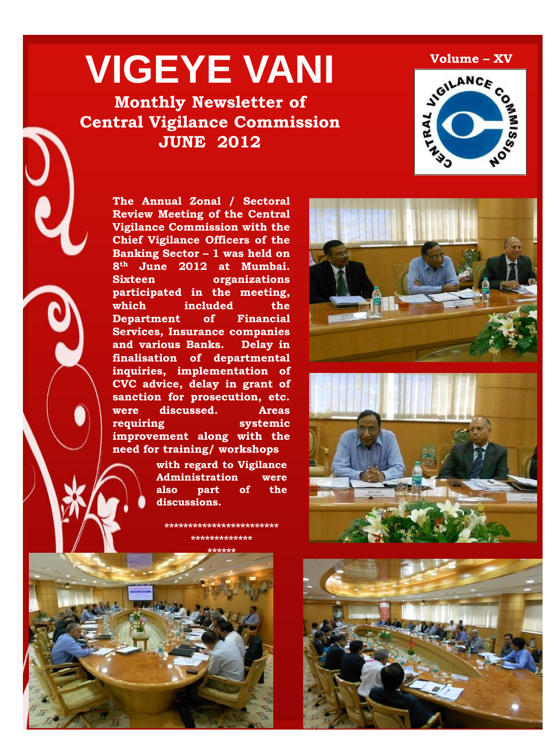# VIGEYE VANI

**Volume – XV**

## Monthly Newsletter of Central Vigilance Commission JUNE 2012

**The Annual Zonal / Sectoral Review Meeting of the Central Vigilance Commission with the Chief Vigilance Officers of the Banking Sector – 1 was held on 8th June 2012 at Mumbai. Sixteen organizations participated in the meeting, which included the Department of Financial Services, Insurance companies and various Banks. Delay in finalisation of departmental inquiries, implementation of CVC advice, delay in grant of sanction for prosecution, etc. were discussed. Areas requiring systemic improvement along with the need for training/ workshops with regard to Vigilance Administration were also part of the discussions.**

*************************

*************

******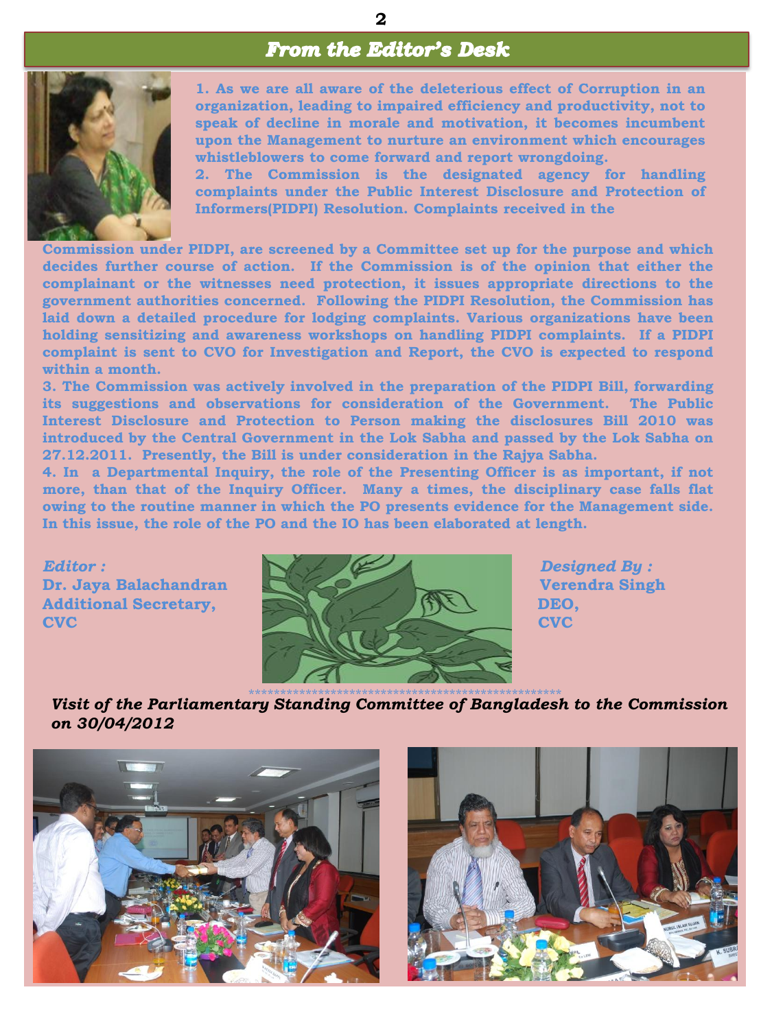## *From the Editor's Desk*

**1. As we are all aware of the deleterious effect of Corruption in an organization, leading to impaired efficiency and productivity, not to speak of decline in morale and motivation, it becomes incumbent upon the Management to nurture an environment which encourages whistleblowers to come forward and report wrongdoing.**

**2. The Commission is the designated agency for handling complaints under the Public Interest Disclosure and Protection of Informers(PIDPI) Resolution. Complaints received in the Commission under PIDPI, are screened by a Committee set up for the purpose and which decides further course of action. If the Commission is of the opinion that either the complainant or the witnesses need protection, it issues appropriate directions to the government authorities concerned. Following the PIDPI Resolution, the Commission has laid down a detailed procedure for lodging complaints. Various organizations have been holding sensitizing and awareness workshops on handling PIDPI complaints. If a PIDPI complaint is sent to CVO for Investigation and Report, the CVO is expected to respond within a month.**

**3. The Commission was actively involved in the preparation of the PIDPI Bill, forwarding its suggestions and observations for consideration of the Government. The Public Interest Disclosure and Protection to Person making the disclosures Bill 2010 was introduced by the Central Government in the Lok Sabha and passed by the Lok Sabha on 27.12.2011. Presently, the Bill is under consideration in the Rajya Sabha.**

**4. In a Departmental Inquiry, the role of the Presenting Officer is as important, if not more, than that of the Inquiry Officer. Many a times, the disciplinary case falls flat owing to the routine manner in which the PO presents evidence for the Management side. In this issue, the role of the PO and the IO has been elaborated at length.**

***Editor :***
**Dr. Jaya Balachandran**
**Additional Secretary,**
**CVC**

***Designed By :***
**Verendra Singh**
**DEO,**
**CVC**

***Visit of the Parliamentary Standing Committee of Bangladesh to the Commission on 30/04/2012***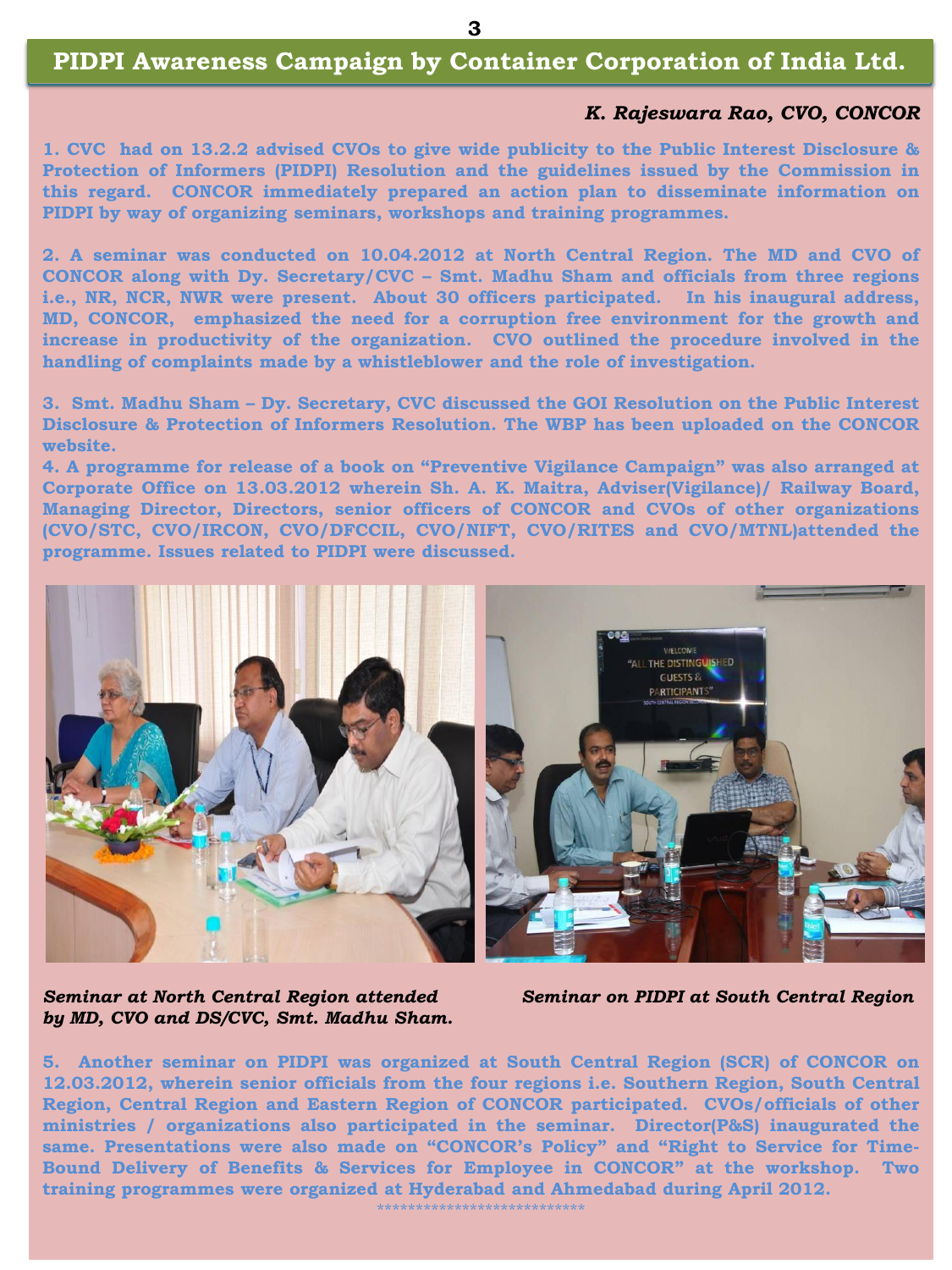# PIDPI Awareness Campaign by Container Corporation of India Ltd.

***K. Rajeswara Rao, CVO, CONCOR***

**1. CVC had on 13.2.2 advised CVOs to give wide publicity to the Public Interest Disclosure & Protection of Informers (PIDPI) Resolution and the guidelines issued by the Commission in this regard. CONCOR immediately prepared an action plan to disseminate information on PIDPI by way of organizing seminars, workshops and training programmes.**

**2. A seminar was conducted on 10.04.2012 at North Central Region. The MD and CVO of CONCOR along with Dy. Secretary/CVC – Smt. Madhu Sham and officials from three regions i.e., NR, NCR, NWR were present. About 30 officers participated. In his inaugural address, MD, CONCOR, emphasized the need for a corruption free environment for the growth and increase in productivity of the organization. CVO outlined the procedure involved in the handling of complaints made by a whistleblower and the role of investigation.**

**3. Smt. Madhu Sham – Dy. Secretary, CVC discussed the GOI Resolution on the Public Interest Disclosure & Protection of Informers Resolution. The WBP has been uploaded on the CONCOR website.**

**4. A programme for release of a book on "Preventive Vigilance Campaign" was also arranged at Corporate Office on 13.03.2012 wherein Sh. A. K. Maitra, Adviser(Vigilance)/ Railway Board, Managing Director, Directors, senior officers of CONCOR and CVOs of other organizations (CVO/STC, CVO/IRCON, CVO/DFCCIL, CVO/NIFT, CVO/RITES and CVO/MTNL)attended the programme. Issues related to PIDPI were discussed.**

***Seminar at North Central Region attended by MD, CVO and DS/CVC, Smt. Madhu Sham.***

***Seminar on PIDPI at South Central Region***

**5. Another seminar on PIDPI was organized at South Central Region (SCR) of CONCOR on 12.03.2012, wherein senior officials from the four regions i.e. Southern Region, South Central Region, Central Region and Eastern Region of CONCOR participated. CVOs/officials of other ministries / organizations also participated in the seminar. Director(P&S) inaugurated the same. Presentations were also made on "CONCOR's Policy" and "Right to Service for Time-Bound Delivery of Benefits & Services for Employee in CONCOR" at the workshop. Two training programmes were organized at Hyderabad and Ahmedabad during April 2012.**

***************************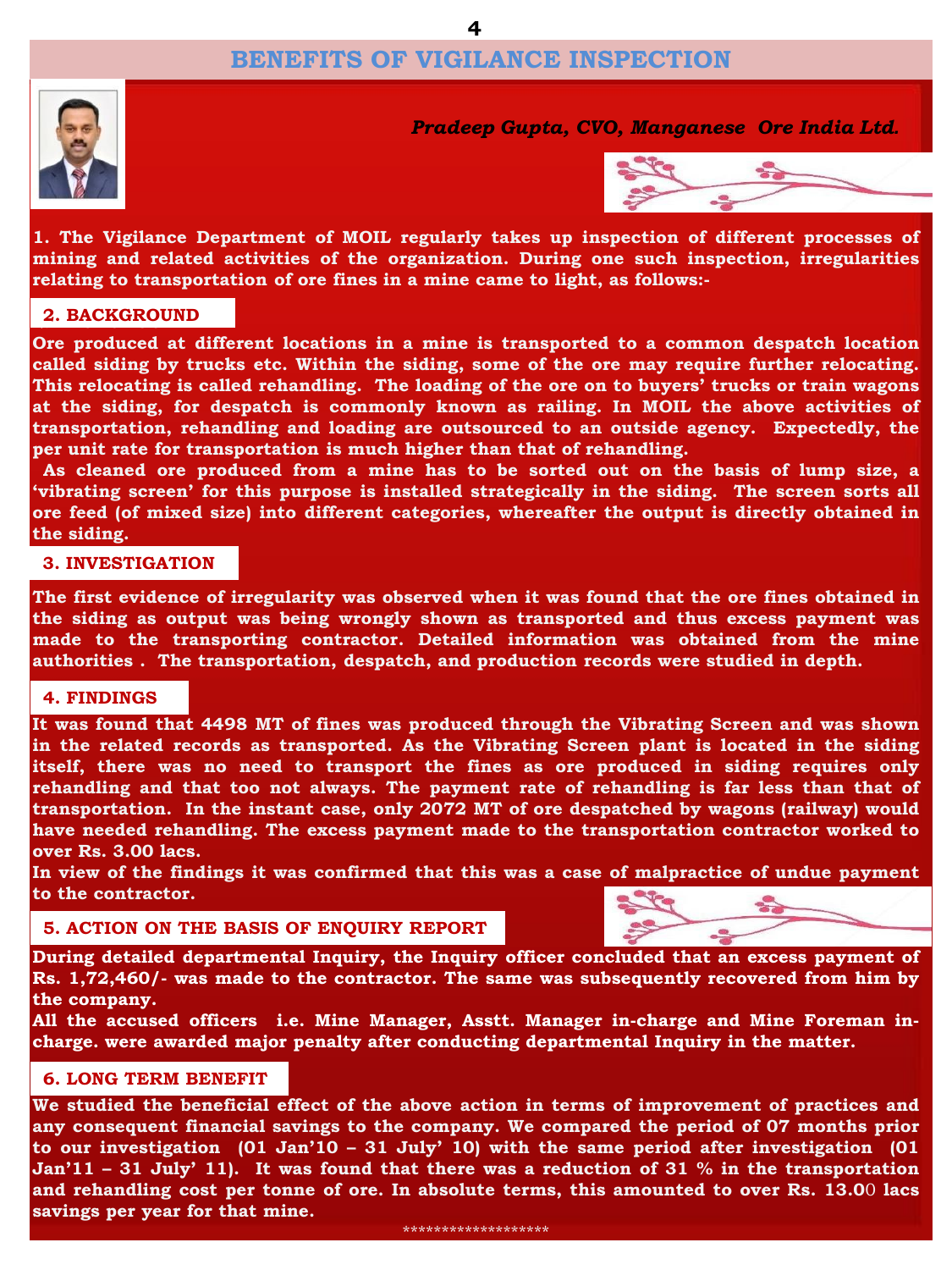# BENEFITS OF VIGILANCE INSPECTION

*Pradeep Gupta, CVO, Manganese Ore India Ltd.*

**1. The Vigilance Department of MOIL regularly takes up inspection of different processes of mining and related activities of the organization. During one such inspection, irregularities relating to transportation of ore fines in a mine came to light, as follows:-**

## 2. BACKGROUND

**Ore produced at different locations in a mine is transported to a common despatch location called siding by trucks etc. Within the siding, some of the ore may require further relocating. This relocating is called rehandling. The loading of the ore on to buyers' trucks or train wagons at the siding, for despatch is commonly known as railing. In MOIL the above activities of transportation, rehandling and loading are outsourced to an outside agency. Expectedly, the per unit rate for transportation is much higher than that of rehandling.**

**As cleaned ore produced from a mine has to be sorted out on the basis of lump size, a 'vibrating screen' for this purpose is installed strategically in the siding. The screen sorts all ore feed (of mixed size) into different categories, whereafter the output is directly obtained in the siding.**

## 3. INVESTIGATION

**The first evidence of irregularity was observed when it was found that the ore fines obtained in the siding as output was being wrongly shown as transported and thus excess payment was made to the transporting contractor. Detailed information was obtained from the mine authorities . The transportation, despatch, and production records were studied in depth.**

## 4. FINDINGS

**It was found that 4498 MT of fines was produced through the Vibrating Screen and was shown in the related records as transported. As the Vibrating Screen plant is located in the siding itself, there was no need to transport the fines as ore produced in siding requires only rehandling and that too not always. The payment rate of rehandling is far less than that of transportation. In the instant case, only 2072 MT of ore despatched by wagons (railway) would have needed rehandling. The excess payment made to the transportation contractor worked to over Rs. 3.00 lacs.**

**In view of the findings it was confirmed that this was a case of malpractice of undue payment to the contractor.**

## 5. ACTION ON THE BASIS OF ENQUIRY REPORT

**During detailed departmental Inquiry, the Inquiry officer concluded that an excess payment of Rs. 1,72,460/- was made to the contractor. The same was subsequently recovered from him by the company.**

**All the accused officers i.e. Mine Manager, Asstt. Manager in-charge and Mine Foreman in-charge. were awarded major penalty after conducting departmental Inquiry in the matter.**

## 6. LONG TERM BENEFIT

**We studied the beneficial effect of the above action in terms of improvement of practices and any consequent financial savings to the company. We compared the period of 07 months prior to our investigation (01 Jan'10 – 31 July' 10) with the same period after investigation (01 Jan'11 – 31 July' 11). It was found that there was a reduction of 31 % in the transportation and rehandling cost per tonne of ore. In absolute terms, this amounted to over Rs. 13.00 lacs savings per year for that mine.**

\*\*\*\*\*\*\*\*\*\*\*\*\*\*\*\*\*\*\*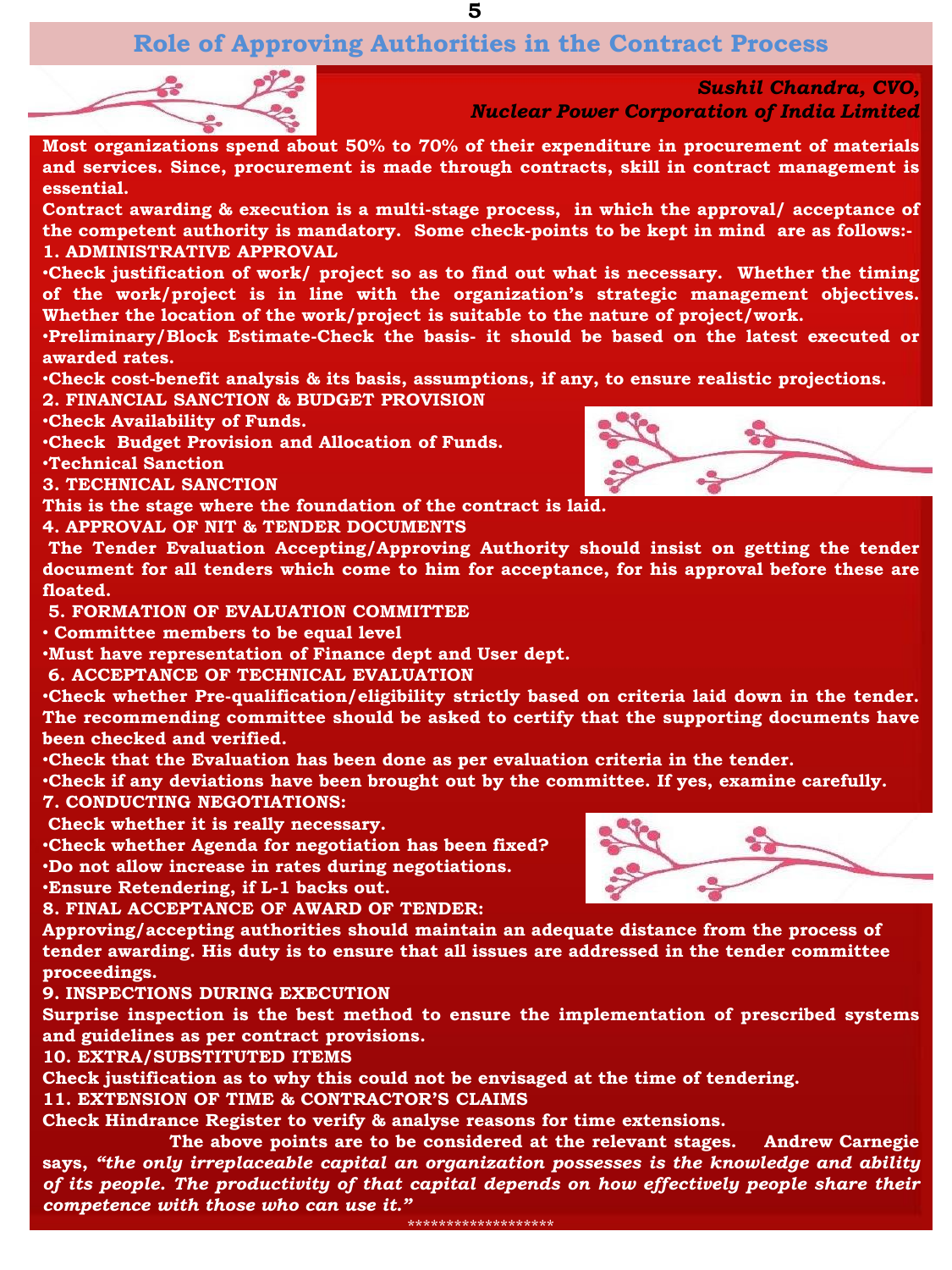# Role of Approving Authorities in the Contract Process

*Sushil Chandra, CVO,*
*Nuclear Power Corporation of India Limited*

**Most organizations spend about 50% to 70% of their expenditure in procurement of materials and services. Since, procurement is made through contracts, skill in contract management is essential.**

**Contract awarding & execution is a multi-stage process, in which the approval/ acceptance of the competent authority is mandatory. Some check-points to be kept in mind are as follows:-**

**1. ADMINISTRATIVE APPROVAL**

- **Check justification of work/ project so as to find out what is necessary. Whether the timing of the work/project is in line with the organization's strategic management objectives. Whether the location of the work/project is suitable to the nature of project/work.**
- **Preliminary/Block Estimate-Check the basis- it should be based on the latest executed or awarded rates.**
- **Check cost-benefit analysis & its basis, assumptions, if any, to ensure realistic projections.**

**2. FINANCIAL SANCTION & BUDGET PROVISION**

- **Check Availability of Funds.**
- **Check Budget Provision and Allocation of Funds.**
- **Technical Sanction**

**3. TECHNICAL SANCTION**

**This is the stage where the foundation of the contract is laid.**

**4. APPROVAL OF NIT & TENDER DOCUMENTS**

**The Tender Evaluation Accepting/Approving Authority should insist on getting the tender document for all tenders which come to him for acceptance, for his approval before these are floated.**

**5. FORMATION OF EVALUATION COMMITTEE**

- **Committee members to be equal level**
- **Must have representation of Finance dept and User dept.**

**6. ACCEPTANCE OF TECHNICAL EVALUATION**

- **Check whether Pre-qualification/eligibility strictly based on criteria laid down in the tender. The recommending committee should be asked to certify that the supporting documents have been checked and verified.**
- **Check that the Evaluation has been done as per evaluation criteria in the tender.**
- **Check if any deviations have been brought out by the committee. If yes, examine carefully.**

**7. CONDUCTING NEGOTIATIONS:**

**Check whether it is really necessary.**

- **Check whether Agenda for negotiation has been fixed?**
- **Do not allow increase in rates during negotiations.**
- **Ensure Retendering, if L-1 backs out.**

**8. FINAL ACCEPTANCE OF AWARD OF TENDER:**

**Approving/accepting authorities should maintain an adequate distance from the process of tender awarding. His duty is to ensure that all issues are addressed in the tender committee proceedings.**

**9. INSPECTIONS DURING EXECUTION**

**Surprise inspection is the best method to ensure the implementation of prescribed systems and guidelines as per contract provisions.**

**10. EXTRA/SUBSTITUTED ITEMS**

**Check justification as to why this could not be envisaged at the time of tendering.**

**11. EXTENSION OF TIME & CONTRACTOR'S CLAIMS**

**Check Hindrance Register to verify & analyse reasons for time extensions.**

**The above points are to be considered at the relevant stages. Andrew Carnegie says, *"the only irreplaceable capital an organization possesses is the knowledge and ability of its people. The productivity of that capital depends on how effectively people share their competence with those who can use it."***

******************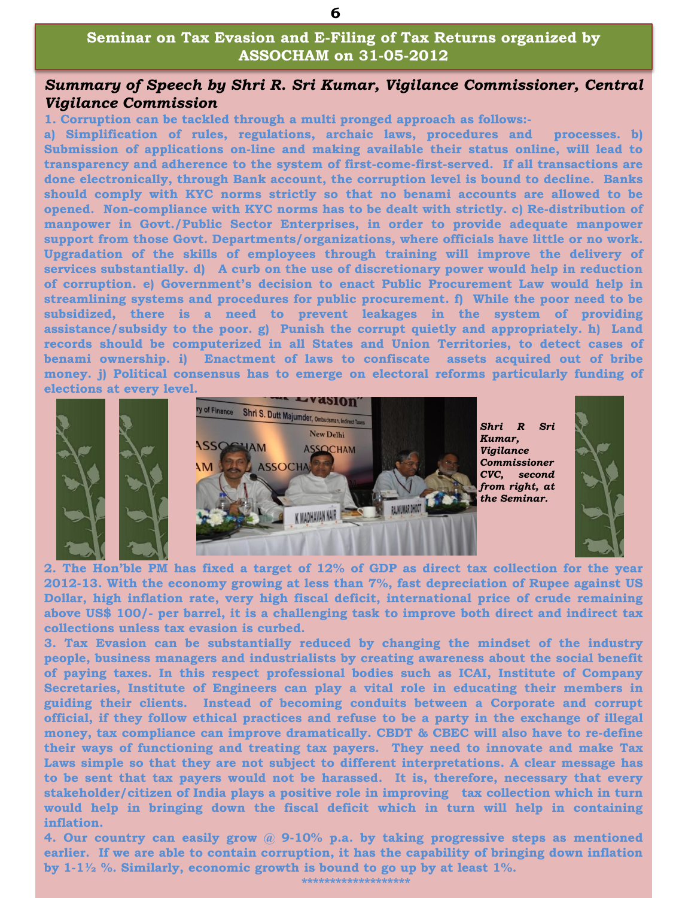## Seminar on Tax Evasion and E-Filing of Tax Returns organized by ASSOCHAM on 31-05-2012

### *Summary of Speech by Shri R. Sri Kumar, Vigilance Commissioner, Central Vigilance Commission*

**1. Corruption can be tackled through a multi pronged approach as follows:-**

**a) Simplification of rules, regulations, archaic laws, procedures and processes. b) Submission of applications on-line and making available their status online, will lead to transparency and adherence to the system of first-come-first-served. If all transactions are done electronically, through Bank account, the corruption level is bound to decline. Banks should comply with KYC norms strictly so that no benami accounts are allowed to be opened. Non-compliance with KYC norms has to be dealt with strictly. c) Re-distribution of manpower in Govt./Public Sector Enterprises, in order to provide adequate manpower support from those Govt. Departments/organizations, where officials have little or no work. Upgradation of the skills of employees through training will improve the delivery of services substantially. d) A curb on the use of discretionary power would help in reduction of corruption. e) Government's decision to enact Public Procurement Law would help in streamlining systems and procedures for public procurement. f) While the poor need to be subsidized, there is a need to prevent leakages in the system of providing assistance/subsidy to the poor. g) Punish the corrupt quietly and appropriately. h) Land records should be computerized in all States and Union Territories, to detect cases of benami ownership. i) Enactment of laws to confiscate assets acquired out of bribe money. j) Political consensus has to emerge on electoral reforms particularly funding of elections at every level.**

***Shri R Sri Kumar, Vigilance Commissioner CVC, second from right, at the Seminar.***

**2. The Hon'ble PM has fixed a target of 12% of GDP as direct tax collection for the year 2012-13. With the economy growing at less than 7%, fast depreciation of Rupee against US Dollar, high inflation rate, very high fiscal deficit, international price of crude remaining above US$ 100/- per barrel, it is a challenging task to improve both direct and indirect tax collections unless tax evasion is curbed.**

**3. Tax Evasion can be substantially reduced by changing the mindset of the industry people, business managers and industrialists by creating awareness about the social benefit of paying taxes. In this respect professional bodies such as ICAI, Institute of Company Secretaries, Institute of Engineers can play a vital role in educating their members in guiding their clients. Instead of becoming conduits between a Corporate and corrupt official, if they follow ethical practices and refuse to be a party in the exchange of illegal money, tax compliance can improve dramatically. CBDT & CBEC will also have to re-define their ways of functioning and treating tax payers. They need to innovate and make Tax Laws simple so that they are not subject to different interpretations. A clear message has to be sent that tax payers would not be harassed. It is, therefore, necessary that every stakeholder/citizen of India plays a positive role in improving tax collection which in turn would help in bringing down the fiscal deficit which in turn will help in containing inflation.**

**4. Our country can easily grow @ 9-10% p.a. by taking progressive steps as mentioned earlier. If we are able to contain corruption, it has the capability of bringing down inflation by 1-1½ %. Similarly, economic growth is bound to go up by at least 1%.**

*******************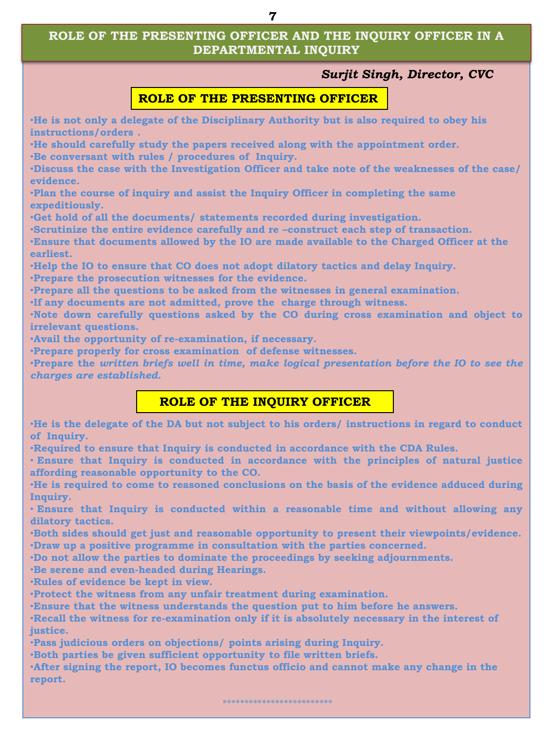# ROLE OF THE PRESENTING OFFICER AND THE INQUIRY OFFICER IN A DEPARTMENTAL INQUIRY

***Surjit Singh, Director, CVC***

## ROLE OF THE PRESENTING OFFICER

- He is not only a delegate of the Disciplinary Authority but is also required to obey his instructions/orders .
- He should carefully study the papers received along with the appointment order.
- Be conversant with rules / procedures of Inquiry.
- Discuss the case with the Investigation Officer and take note of the weaknesses of the case/ evidence.
- Plan the course of inquiry and assist the Inquiry Officer in completing the same expeditiously.
- Get hold of all the documents/ statements recorded during investigation.
- Scrutinize the entire evidence carefully and re –construct each step of transaction.
- Ensure that documents allowed by the IO are made available to the Charged Officer at the earliest.
- Help the IO to ensure that CO does not adopt dilatory tactics and delay Inquiry.
- Prepare the prosecution witnesses for the evidence.
- Prepare all the questions to be asked from the witnesses in general examination.
- If any documents are not admitted, prove the charge through witness.
- Note down carefully questions asked by the CO during cross examination and object to irrelevant questions.
- Avail the opportunity of re-examination, if necessary.
- Prepare properly for cross examination of defense witnesses.
- Prepare the *written briefs well in time, make logical presentation before the IO to see the charges are established.*

## ROLE OF THE INQUIRY OFFICER

- He is the delegate of the DA but not subject to his orders/ instructions in regard to conduct of Inquiry.
- Required to ensure that Inquiry is conducted in accordance with the CDA Rules.
- Ensure that Inquiry is conducted in accordance with the principles of natural justice affording reasonable opportunity to the CO.
- He is required to come to reasoned conclusions on the basis of the evidence adduced during Inquiry.
- Ensure that Inquiry is conducted within a reasonable time and without allowing any dilatory tactics.
- Both sides should get just and reasonable opportunity to present their viewpoints/evidence.
- Draw up a positive programme in consultation with the parties concerned.
- Do not allow the parties to dominate the proceedings by seeking adjournments.
- Be serene and even-headed during Hearings.
- Rules of evidence be kept in view.
- Protect the witness from any unfair treatment during examination.
- Ensure that the witness understands the question put to him before he answers.
- Recall the witness for re-examination only if it is absolutely necessary in the interest of justice.
- Pass judicious orders on objections/ points arising during Inquiry.
- Both parties be given sufficient opportunity to file written briefs.
- After signing the report, IO becomes functus officio and cannot make any change in the report.

*************************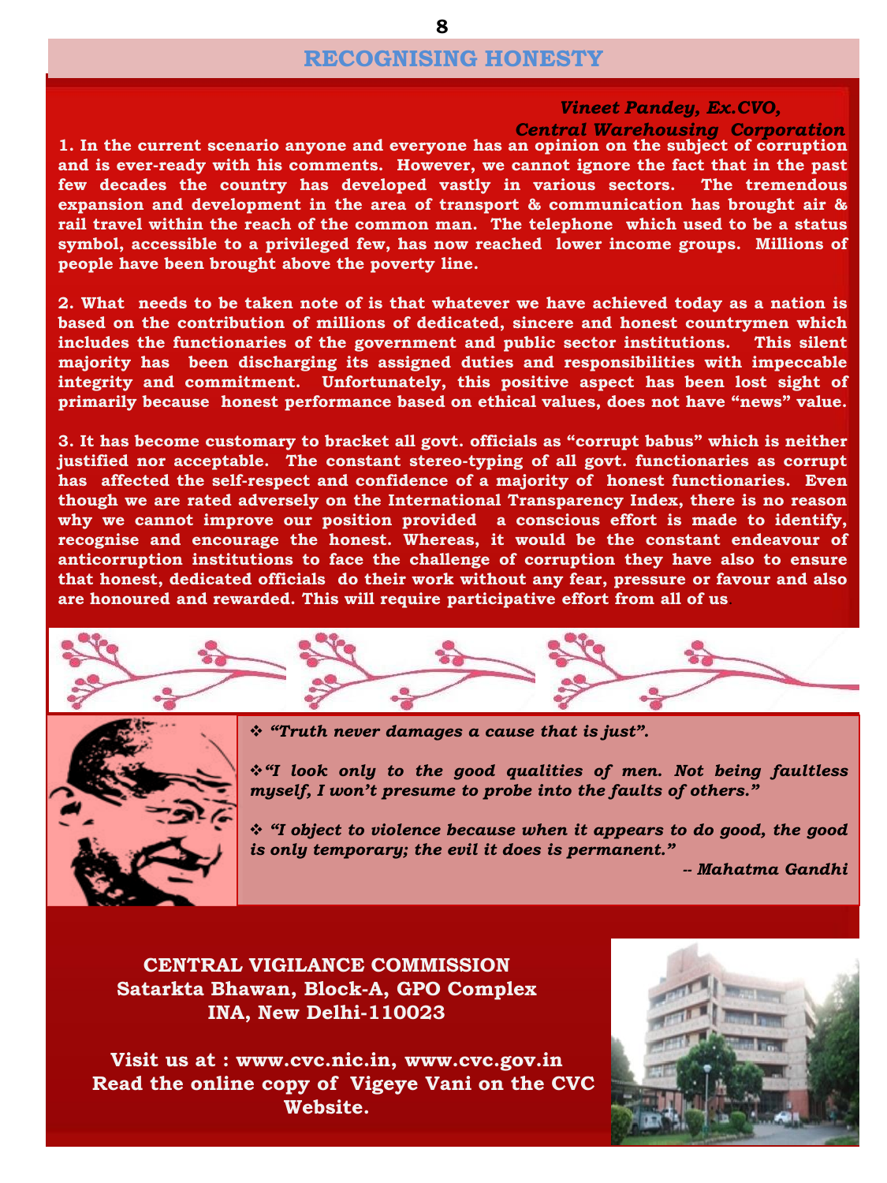# RECOGNISING HONESTY

*Vineet Pandey, Ex.CVO,*
*Central Warehousing Corporation*

**1. In the current scenario anyone and everyone has an opinion on the subject of corruption and is ever-ready with his comments. However, we cannot ignore the fact that in the past few decades the country has developed vastly in various sectors. The tremendous expansion and development in the area of transport & communication has brought air & rail travel within the reach of the common man. The telephone which used to be a status symbol, accessible to a privileged few, has now reached lower income groups. Millions of people have been brought above the poverty line.**

**2. What needs to be taken note of is that whatever we have achieved today as a nation is based on the contribution of millions of dedicated, sincere and honest countrymen which includes the functionaries of the government and public sector institutions. This silent majority has been discharging its assigned duties and responsibilities with impeccable integrity and commitment. Unfortunately, this positive aspect has been lost sight of primarily because honest performance based on ethical values, does not have "news" value.**

**3. It has become customary to bracket all govt. officials as "corrupt babus" which is neither justified nor acceptable. The constant stereo-typing of all govt. functionaries as corrupt has affected the self-respect and confidence of a majority of honest functionaries. Even though we are rated adversely on the International Transparency Index, there is no reason why we cannot improve our position provided a conscious effort is made to identify, recognise and encourage the honest. Whereas, it would be the constant endeavour of anticorruption institutions to face the challenge of corruption they have also to ensure that honest, dedicated officials do their work without any fear, pressure or favour and also are honoured and rewarded. This will require participative effort from all of us.**

- *"Truth never damages a cause that is just".*
- *"I look only to the good qualities of men. Not being faultless myself, I won't presume to probe into the faults of others."*
- *"I object to violence because when it appears to do good, the good is only temporary; the evil it does is permanent."*

*-- Mahatma Gandhi*

**CENTRAL VIGILANCE COMMISSION**
**Satarkta Bhawan, Block-A, GPO Complex**
**INA, New Delhi-110023**

**Visit us at : www.cvc.nic.in, www.cvc.gov.in**
**Read the online copy of Vigeye Vani on the CVC Website.**